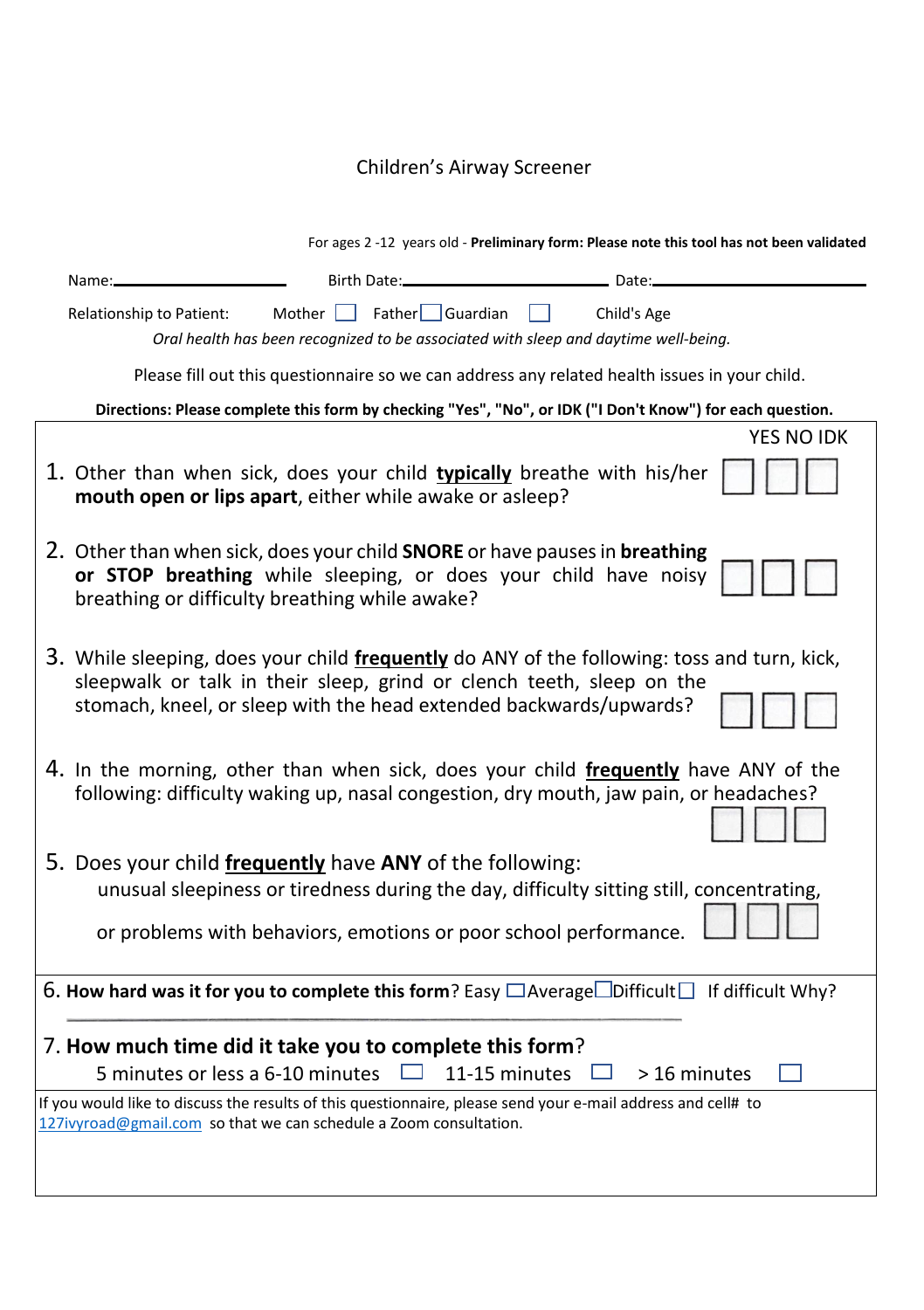# Children's Airway Screener

For ages 2 -12 years old - **Preliminary form: Please note this tool has not been validated**

Name:\_\_\_\_\_\_\_\_\_\_\_\_\_\_\_\_\_\_\_\_ Birth Date:\_\_\_\_\_\_\_\_\_\_\_\_\_\_\_\_\_\_\_\_\_\_\_\_ Date:\_\_\_\_\_\_\_\_\_\_\_\_\_\_\_\_\_\_\_\_\_\_\_\_

Relationship to Patient: Mother ☐ Father ☐ Guardian ☐ Child's Age

*Oral health has been recognized to be associated with sleep and daytime well-being.*

Please fill out this questionnaire so we can address any related health issues in your child.

**Directions: Please complete this form by checking "Yes", "No", or IDK ("I Don't Know") for each question.**

| Question | YES | NO | IDK |
|---|---|---|---|
| 1. Other than when sick, does your child **typically** breathe with his/her **mouth open or lips apart**, either while awake or asleep? | ☐ | ☐ | ☐ |
| 2. Other than when sick, does your child **SNORE** or have pauses in **breathing or STOP breathing** while sleeping, or does your child have noisy breathing or difficulty breathing while awake? | ☐ | ☐ | ☐ |
| 3. While sleeping, does your child **frequently** do ANY of the following: toss and turn, kick, sleepwalk or talk in their sleep, grind or clench teeth, sleep on the stomach, kneel, or sleep with the head extended backwards/upwards? | ☐ | ☐ | ☐ |
| 4. In the morning, other than when sick, does your child **frequently** have ANY of the following: difficulty waking up, nasal congestion, dry mouth, jaw pain, or headaches? | ☐ | ☐ | ☐ |
| 5. Does your child **frequently** have **ANY** of the following: unusual sleepiness or tiredness during the day, difficulty sitting still, concentrating, or problems with behaviors, emotions or poor school performance. | ☐ | ☐ | ☐ |

6. **How hard was it for you to complete this form**? Easy ☐ Average ☐ Difficult ☐ If difficult Why?

\_\_\_\_\_\_\_\_\_\_\_\_\_\_\_\_\_\_\_\_\_\_\_\_\_\_\_\_\_\_\_\_\_\_\_\_\_\_\_\_\_\_\_\_\_\_\_\_\_\_\_\_\_\_\_\_\_\_\_\_\_\_\_\_\_\_\_\_

7. **How much time did it take you to complete this form**?

5 minutes or less a 6-10 minutes ☐ 11-15 minutes ☐ > 16 minutes ☐

If you would like to discuss the results of this questionnaire, please send your e-mail address and cell# to 127ivyroad@gmail.com so that we can schedule a Zoom consultation.